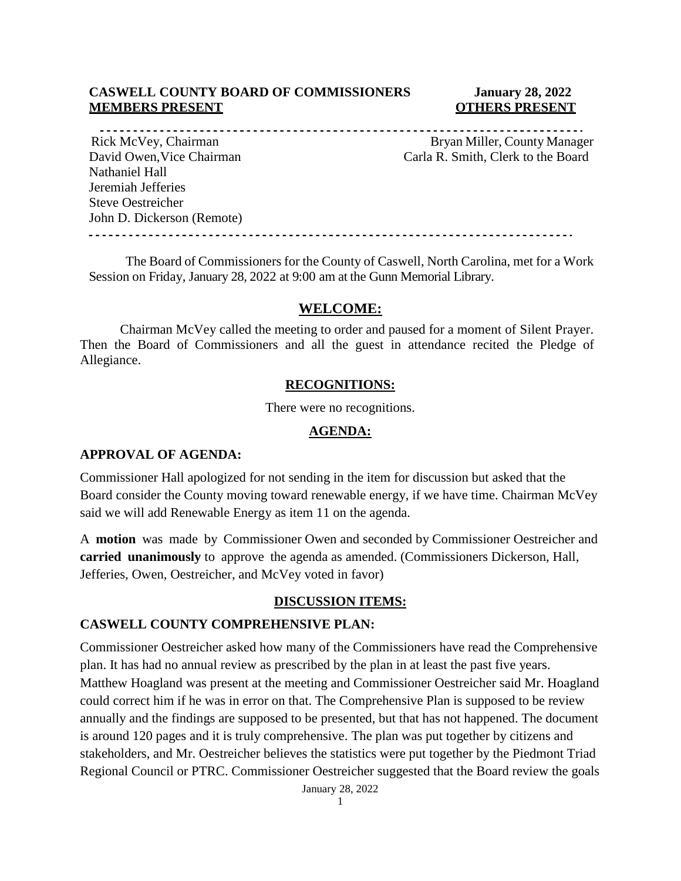**CASWELL COUNTY BOARD OF COMMISSIONERS** **January 28, 2022**

| **MEMBERS PRESENT** | **OTHERS PRESENT** |
|---|---|
| Rick McVey, Chairman | Bryan Miller, County Manager |
| David Owen,Vice Chairman | Carla R. Smith, Clerk to the Board |
| Nathaniel Hall | |
| Jeremiah Jefferies | |
| Steve Oestreicher | |
| John D. Dickerson (Remote) | |

The Board of Commissioners for the County of Caswell, North Carolina, met for a Work Session on Friday, January 28, 2022 at 9:00 am at the Gunn Memorial Library.

## WELCOME:

Chairman McVey called the meeting to order and paused for a moment of Silent Prayer. Then the Board of Commissioners and all the guest in attendance recited the Pledge of Allegiance.

## RECOGNITIONS:

There were no recognitions.

## AGENDA:

### APPROVAL OF AGENDA:

Commissioner Hall apologized for not sending in the item for discussion but asked that the Board consider the County moving toward renewable energy, if we have time. Chairman McVey said we will add Renewable Energy as item 11 on the agenda.

A **motion** was made by Commissioner Owen and seconded by Commissioner Oestreicher and **carried unanimously** to approve the agenda as amended. (Commissioners Dickerson, Hall, Jefferies, Owen, Oestreicher, and McVey voted in favor)

## DISCUSSION ITEMS:

### CASWELL COUNTY COMPREHENSIVE PLAN:

Commissioner Oestreicher asked how many of the Commissioners have read the Comprehensive plan. It has had no annual review as prescribed by the plan in at least the past five years. Matthew Hoagland was present at the meeting and Commissioner Oestreicher said Mr. Hoagland could correct him if he was in error on that. The Comprehensive Plan is supposed to be review annually and the findings are supposed to be presented, but that has not happened. The document is around 120 pages and it is truly comprehensive. The plan was put together by citizens and stakeholders, and Mr. Oestreicher believes the statistics were put together by the Piedmont Triad Regional Council or PTRC. Commissioner Oestreicher suggested that the Board review the goals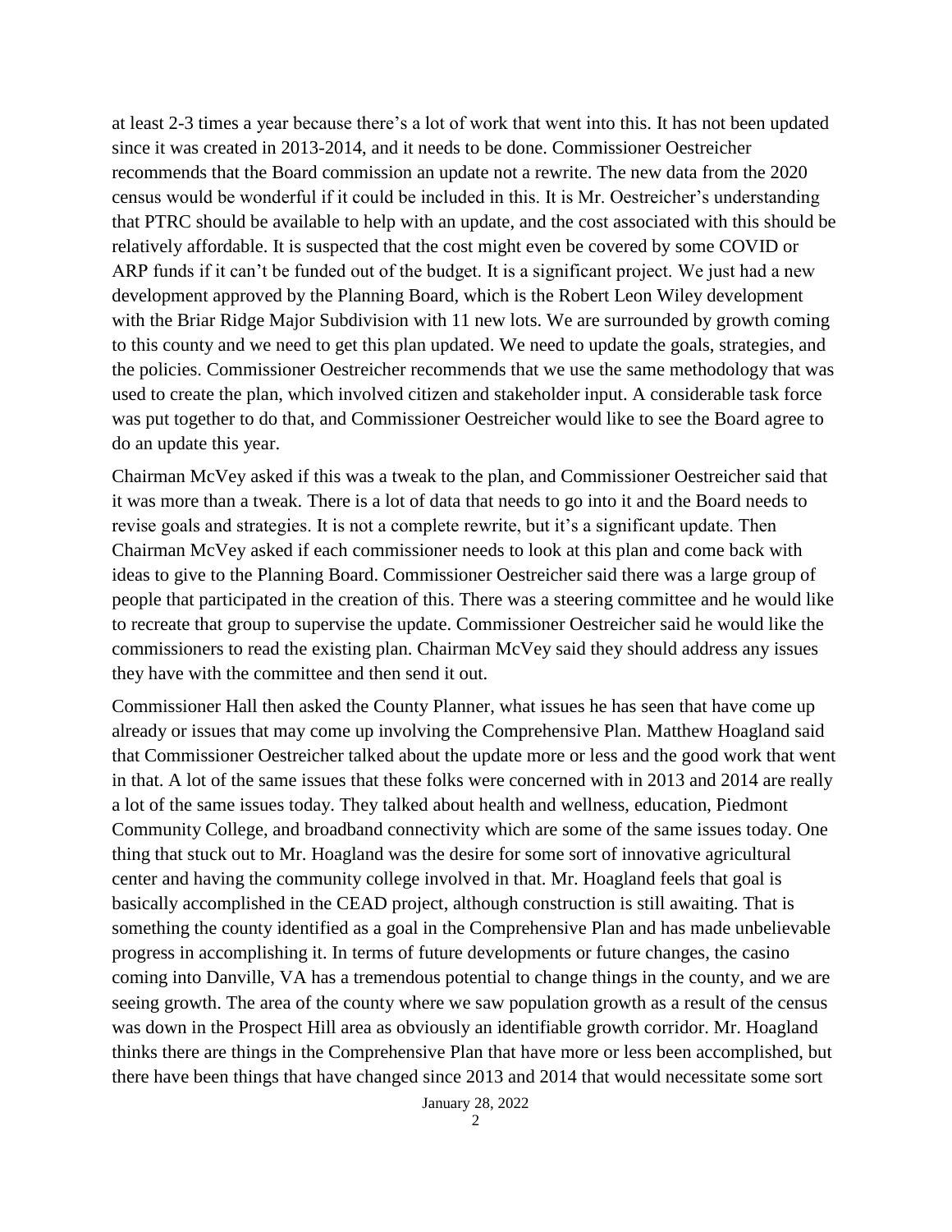at least 2-3 times a year because there's a lot of work that went into this. It has not been updated since it was created in 2013-2014, and it needs to be done. Commissioner Oestreicher recommends that the Board commission an update not a rewrite. The new data from the 2020 census would be wonderful if it could be included in this. It is Mr. Oestreicher's understanding that PTRC should be available to help with an update, and the cost associated with this should be relatively affordable. It is suspected that the cost might even be covered by some COVID or ARP funds if it can't be funded out of the budget. It is a significant project. We just had a new development approved by the Planning Board, which is the Robert Leon Wiley development with the Briar Ridge Major Subdivision with 11 new lots. We are surrounded by growth coming to this county and we need to get this plan updated. We need to update the goals, strategies, and the policies. Commissioner Oestreicher recommends that we use the same methodology that was used to create the plan, which involved citizen and stakeholder input. A considerable task force was put together to do that, and Commissioner Oestreicher would like to see the Board agree to do an update this year.

Chairman McVey asked if this was a tweak to the plan, and Commissioner Oestreicher said that it was more than a tweak. There is a lot of data that needs to go into it and the Board needs to revise goals and strategies. It is not a complete rewrite, but it's a significant update. Then Chairman McVey asked if each commissioner needs to look at this plan and come back with ideas to give to the Planning Board. Commissioner Oestreicher said there was a large group of people that participated in the creation of this. There was a steering committee and he would like to recreate that group to supervise the update. Commissioner Oestreicher said he would like the commissioners to read the existing plan. Chairman McVey said they should address any issues they have with the committee and then send it out.

Commissioner Hall then asked the County Planner, what issues he has seen that have come up already or issues that may come up involving the Comprehensive Plan. Matthew Hoagland said that Commissioner Oestreicher talked about the update more or less and the good work that went in that. A lot of the same issues that these folks were concerned with in 2013 and 2014 are really a lot of the same issues today. They talked about health and wellness, education, Piedmont Community College, and broadband connectivity which are some of the same issues today. One thing that stuck out to Mr. Hoagland was the desire for some sort of innovative agricultural center and having the community college involved in that. Mr. Hoagland feels that goal is basically accomplished in the CEAD project, although construction is still awaiting. That is something the county identified as a goal in the Comprehensive Plan and has made unbelievable progress in accomplishing it. In terms of future developments or future changes, the casino coming into Danville, VA has a tremendous potential to change things in the county, and we are seeing growth. The area of the county where we saw population growth as a result of the census was down in the Prospect Hill area as obviously an identifiable growth corridor. Mr. Hoagland thinks there are things in the Comprehensive Plan that have more or less been accomplished, but there have been things that have changed since 2013 and 2014 that would necessitate some sort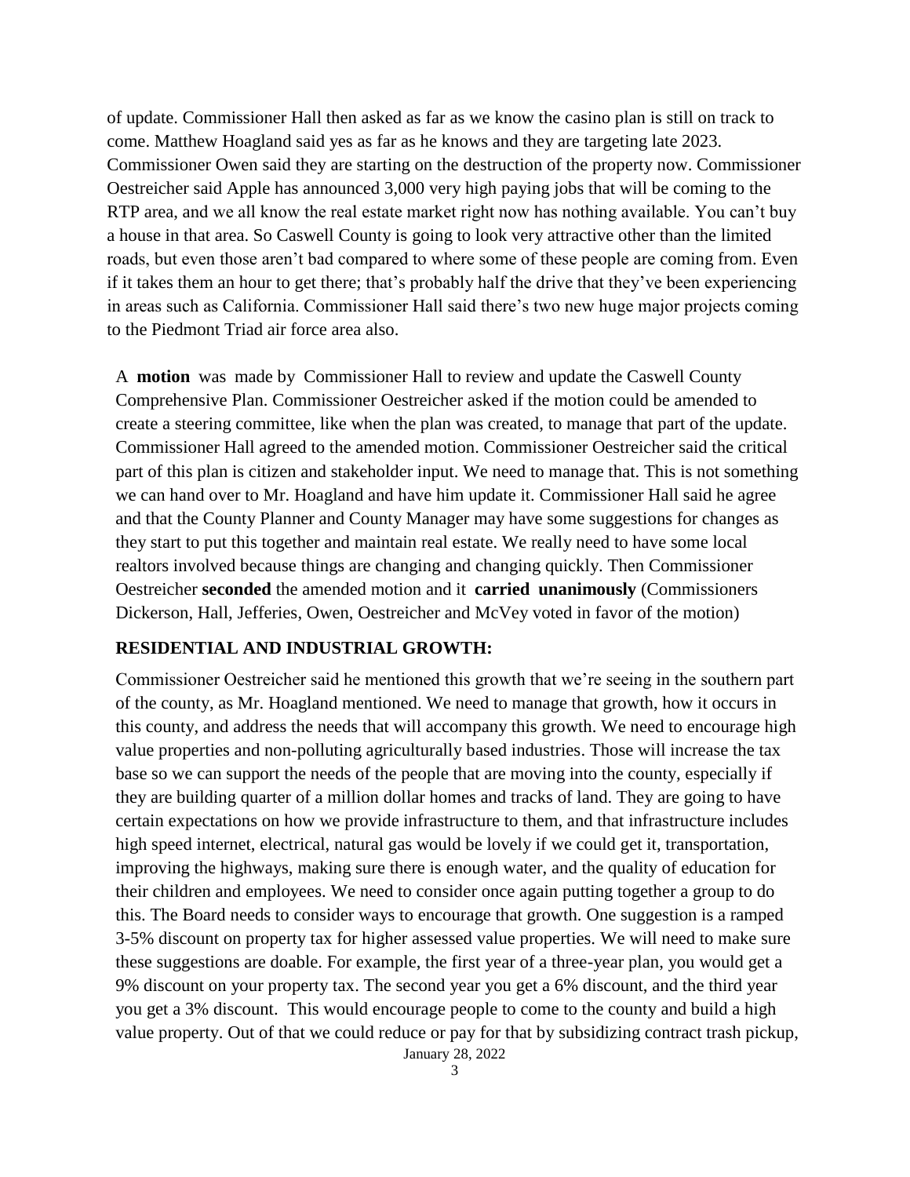of update. Commissioner Hall then asked as far as we know the casino plan is still on track to come. Matthew Hoagland said yes as far as he knows and they are targeting late 2023. Commissioner Owen said they are starting on the destruction of the property now. Commissioner Oestreicher said Apple has announced 3,000 very high paying jobs that will be coming to the RTP area, and we all know the real estate market right now has nothing available. You can't buy a house in that area. So Caswell County is going to look very attractive other than the limited roads, but even those aren't bad compared to where some of these people are coming from. Even if it takes them an hour to get there; that's probably half the drive that they've been experiencing in areas such as California. Commissioner Hall said there's two new huge major projects coming to the Piedmont Triad air force area also.

A **motion** was made by Commissioner Hall to review and update the Caswell County Comprehensive Plan. Commissioner Oestreicher asked if the motion could be amended to create a steering committee, like when the plan was created, to manage that part of the update. Commissioner Hall agreed to the amended motion. Commissioner Oestreicher said the critical part of this plan is citizen and stakeholder input. We need to manage that. This is not something we can hand over to Mr. Hoagland and have him update it. Commissioner Hall said he agree and that the County Planner and County Manager may have some suggestions for changes as they start to put this together and maintain real estate. We really need to have some local realtors involved because things are changing and changing quickly. Then Commissioner Oestreicher **seconded** the amended motion and it **carried unanimously** (Commissioners Dickerson, Hall, Jefferies, Owen, Oestreicher and McVey voted in favor of the motion)

**RESIDENTIAL AND INDUSTRIAL GROWTH:**

Commissioner Oestreicher said he mentioned this growth that we're seeing in the southern part of the county, as Mr. Hoagland mentioned. We need to manage that growth, how it occurs in this county, and address the needs that will accompany this growth. We need to encourage high value properties and non-polluting agriculturally based industries. Those will increase the tax base so we can support the needs of the people that are moving into the county, especially if they are building quarter of a million dollar homes and tracks of land. They are going to have certain expectations on how we provide infrastructure to them, and that infrastructure includes high speed internet, electrical, natural gas would be lovely if we could get it, transportation, improving the highways, making sure there is enough water, and the quality of education for their children and employees. We need to consider once again putting together a group to do this. The Board needs to consider ways to encourage that growth. One suggestion is a ramped 3-5% discount on property tax for higher assessed value properties. We will need to make sure these suggestions are doable. For example, the first year of a three-year plan, you would get a 9% discount on your property tax. The second year you get a 6% discount, and the third year you get a 3% discount. This would encourage people to come to the county and build a high value property. Out of that we could reduce or pay for that by subsidizing contract trash pickup,

January 28, 2022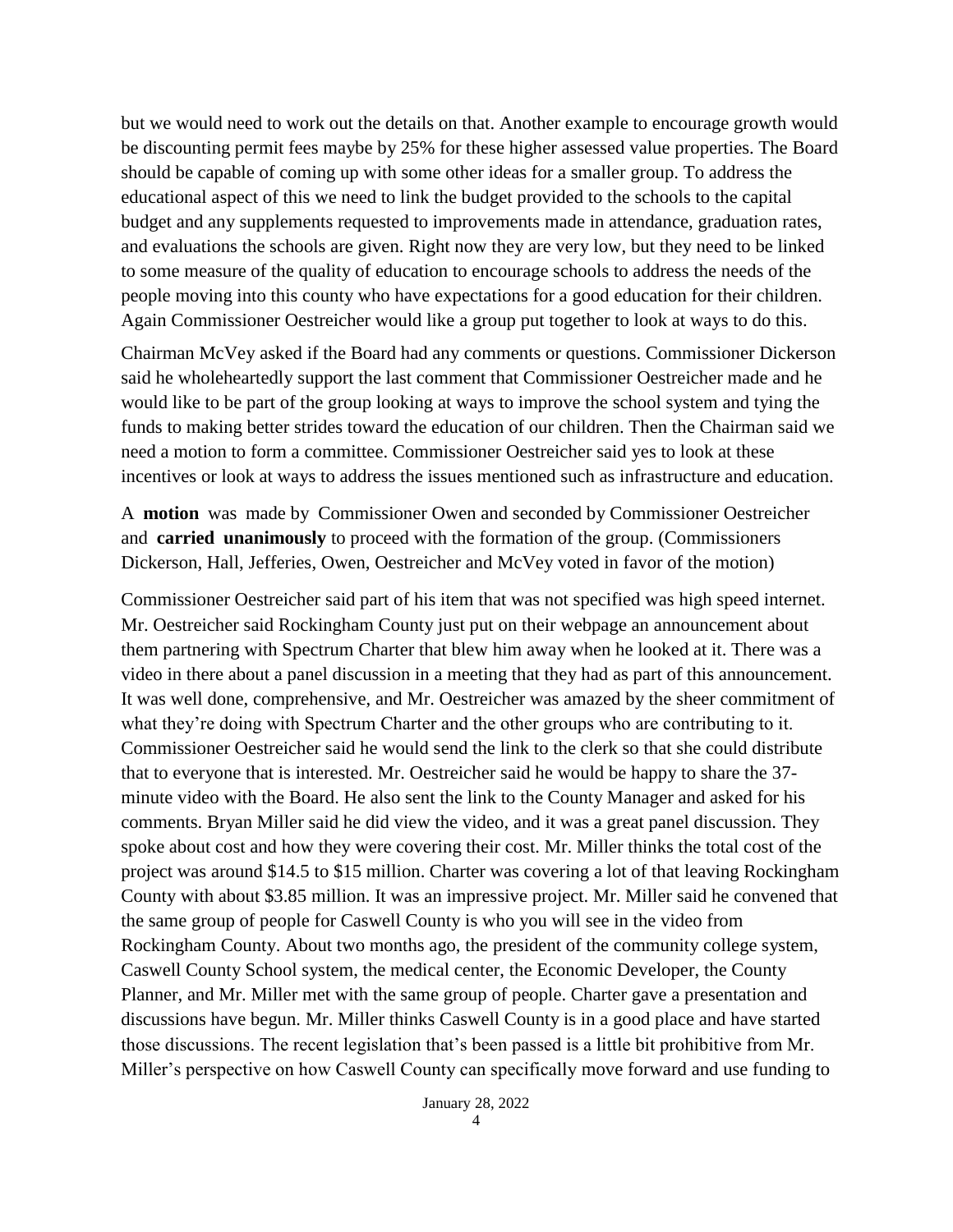but we would need to work out the details on that. Another example to encourage growth would be discounting permit fees maybe by 25% for these higher assessed value properties. The Board should be capable of coming up with some other ideas for a smaller group. To address the educational aspect of this we need to link the budget provided to the schools to the capital budget and any supplements requested to improvements made in attendance, graduation rates, and evaluations the schools are given. Right now they are very low, but they need to be linked to some measure of the quality of education to encourage schools to address the needs of the people moving into this county who have expectations for a good education for their children. Again Commissioner Oestreicher would like a group put together to look at ways to do this.

Chairman McVey asked if the Board had any comments or questions. Commissioner Dickerson said he wholeheartedly support the last comment that Commissioner Oestreicher made and he would like to be part of the group looking at ways to improve the school system and tying the funds to making better strides toward the education of our children. Then the Chairman said we need a motion to form a committee. Commissioner Oestreicher said yes to look at these incentives or look at ways to address the issues mentioned such as infrastructure and education.

A **motion** was made by Commissioner Owen and seconded by Commissioner Oestreicher and **carried unanimously** to proceed with the formation of the group. (Commissioners Dickerson, Hall, Jefferies, Owen, Oestreicher and McVey voted in favor of the motion)

Commissioner Oestreicher said part of his item that was not specified was high speed internet. Mr. Oestreicher said Rockingham County just put on their webpage an announcement about them partnering with Spectrum Charter that blew him away when he looked at it. There was a video in there about a panel discussion in a meeting that they had as part of this announcement. It was well done, comprehensive, and Mr. Oestreicher was amazed by the sheer commitment of what they're doing with Spectrum Charter and the other groups who are contributing to it. Commissioner Oestreicher said he would send the link to the clerk so that she could distribute that to everyone that is interested. Mr. Oestreicher said he would be happy to share the 37-minute video with the Board. He also sent the link to the County Manager and asked for his comments. Bryan Miller said he did view the video, and it was a great panel discussion. They spoke about cost and how they were covering their cost. Mr. Miller thinks the total cost of the project was around \$14.5 to \$15 million. Charter was covering a lot of that leaving Rockingham County with about \$3.85 million. It was an impressive project. Mr. Miller said he convened that the same group of people for Caswell County is who you will see in the video from Rockingham County. About two months ago, the president of the community college system, Caswell County School system, the medical center, the Economic Developer, the County Planner, and Mr. Miller met with the same group of people. Charter gave a presentation and discussions have begun. Mr. Miller thinks Caswell County is in a good place and have started those discussions. The recent legislation that's been passed is a little bit prohibitive from Mr. Miller's perspective on how Caswell County can specifically move forward and use funding to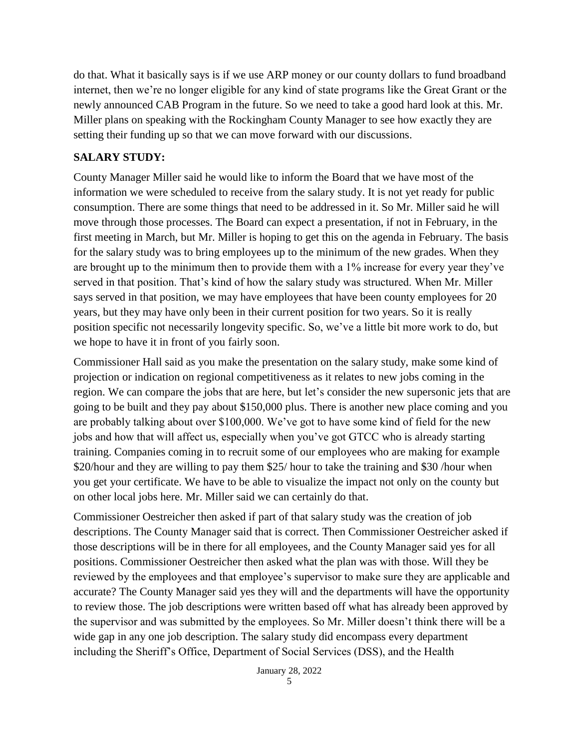do that. What it basically says is if we use ARP money or our county dollars to fund broadband internet, then we're no longer eligible for any kind of state programs like the Great Grant or the newly announced CAB Program in the future. So we need to take a good hard look at this. Mr. Miller plans on speaking with the Rockingham County Manager to see how exactly they are setting their funding up so that we can move forward with our discussions.

**SALARY STUDY:**

County Manager Miller said he would like to inform the Board that we have most of the information we were scheduled to receive from the salary study. It is not yet ready for public consumption. There are some things that need to be addressed in it. So Mr. Miller said he will move through those processes. The Board can expect a presentation, if not in February, in the first meeting in March, but Mr. Miller is hoping to get this on the agenda in February. The basis for the salary study was to bring employees up to the minimum of the new grades. When they are brought up to the minimum then to provide them with a 1% increase for every year they've served in that position. That's kind of how the salary study was structured. When Mr. Miller says served in that position, we may have employees that have been county employees for 20 years, but they may have only been in their current position for two years. So it is really position specific not necessarily longevity specific. So, we've a little bit more work to do, but we hope to have it in front of you fairly soon.

Commissioner Hall said as you make the presentation on the salary study, make some kind of projection or indication on regional competitiveness as it relates to new jobs coming in the region. We can compare the jobs that are here, but let's consider the new supersonic jets that are going to be built and they pay about $150,000 plus. There is another new place coming and you are probably talking about over $100,000. We've got to have some kind of field for the new jobs and how that will affect us, especially when you've got GTCC who is already starting training. Companies coming in to recruit some of our employees who are making for example $20/hour and they are willing to pay them $25/ hour to take the training and $30 /hour when you get your certificate. We have to be able to visualize the impact not only on the county but on other local jobs here. Mr. Miller said we can certainly do that.

Commissioner Oestreicher then asked if part of that salary study was the creation of job descriptions. The County Manager said that is correct. Then Commissioner Oestreicher asked if those descriptions will be in there for all employees, and the County Manager said yes for all positions. Commissioner Oestreicher then asked what the plan was with those. Will they be reviewed by the employees and that employee's supervisor to make sure they are applicable and accurate? The County Manager said yes they will and the departments will have the opportunity to review those. The job descriptions were written based off what has already been approved by the supervisor and was submitted by the employees. So Mr. Miller doesn't think there will be a wide gap in any one job description. The salary study did encompass every department including the Sheriff's Office, Department of Social Services (DSS), and the Health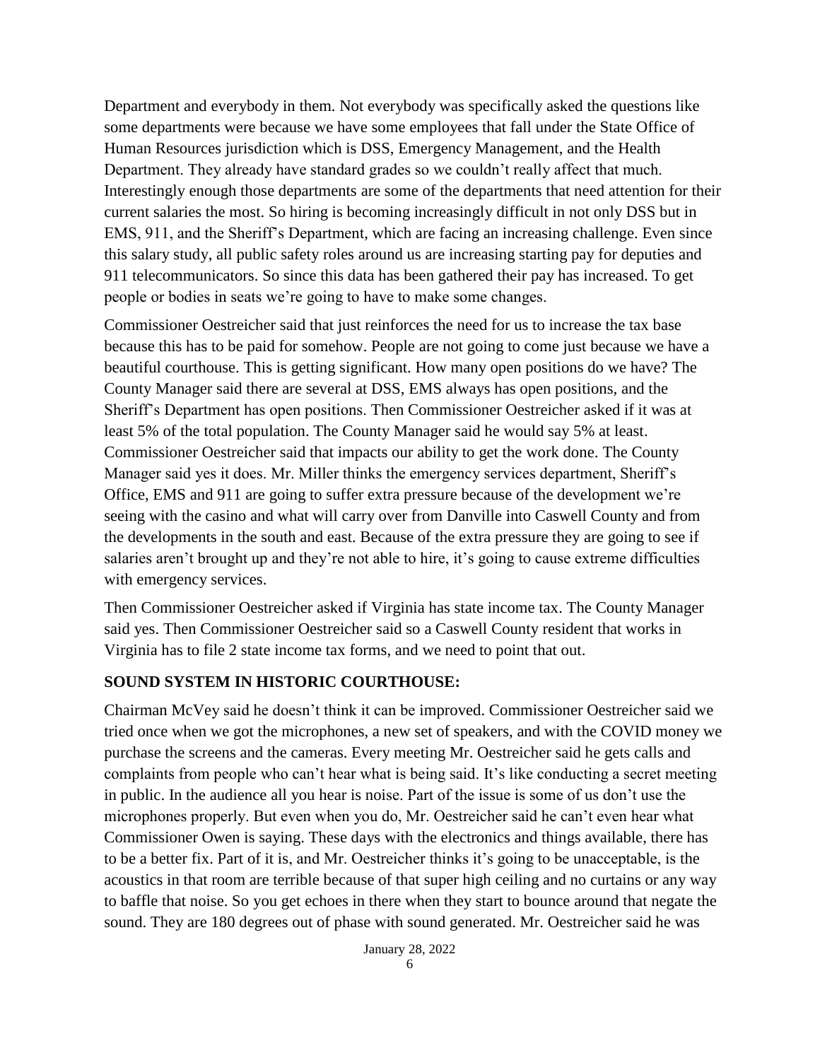Department and everybody in them. Not everybody was specifically asked the questions like some departments were because we have some employees that fall under the State Office of Human Resources jurisdiction which is DSS, Emergency Management, and the Health Department. They already have standard grades so we couldn't really affect that much. Interestingly enough those departments are some of the departments that need attention for their current salaries the most. So hiring is becoming increasingly difficult in not only DSS but in EMS, 911, and the Sheriff's Department, which are facing an increasing challenge. Even since this salary study, all public safety roles around us are increasing starting pay for deputies and 911 telecommunicators. So since this data has been gathered their pay has increased. To get people or bodies in seats we're going to have to make some changes.

Commissioner Oestreicher said that just reinforces the need for us to increase the tax base because this has to be paid for somehow. People are not going to come just because we have a beautiful courthouse. This is getting significant. How many open positions do we have? The County Manager said there are several at DSS, EMS always has open positions, and the Sheriff's Department has open positions. Then Commissioner Oestreicher asked if it was at least 5% of the total population. The County Manager said he would say 5% at least. Commissioner Oestreicher said that impacts our ability to get the work done. The County Manager said yes it does. Mr. Miller thinks the emergency services department, Sheriff's Office, EMS and 911 are going to suffer extra pressure because of the development we're seeing with the casino and what will carry over from Danville into Caswell County and from the developments in the south and east. Because of the extra pressure they are going to see if salaries aren't brought up and they're not able to hire, it's going to cause extreme difficulties with emergency services.

Then Commissioner Oestreicher asked if Virginia has state income tax. The County Manager said yes. Then Commissioner Oestreicher said so a Caswell County resident that works in Virginia has to file 2 state income tax forms, and we need to point that out.

**SOUND SYSTEM IN HISTORIC COURTHOUSE:**

Chairman McVey said he doesn't think it can be improved. Commissioner Oestreicher said we tried once when we got the microphones, a new set of speakers, and with the COVID money we purchase the screens and the cameras. Every meeting Mr. Oestreicher said he gets calls and complaints from people who can't hear what is being said. It's like conducting a secret meeting in public. In the audience all you hear is noise. Part of the issue is some of us don't use the microphones properly. But even when you do, Mr. Oestreicher said he can't even hear what Commissioner Owen is saying. These days with the electronics and things available, there has to be a better fix. Part of it is, and Mr. Oestreicher thinks it's going to be unacceptable, is the acoustics in that room are terrible because of that super high ceiling and no curtains or any way to baffle that noise. So you get echoes in there when they start to bounce around that negate the sound. They are 180 degrees out of phase with sound generated. Mr. Oestreicher said he was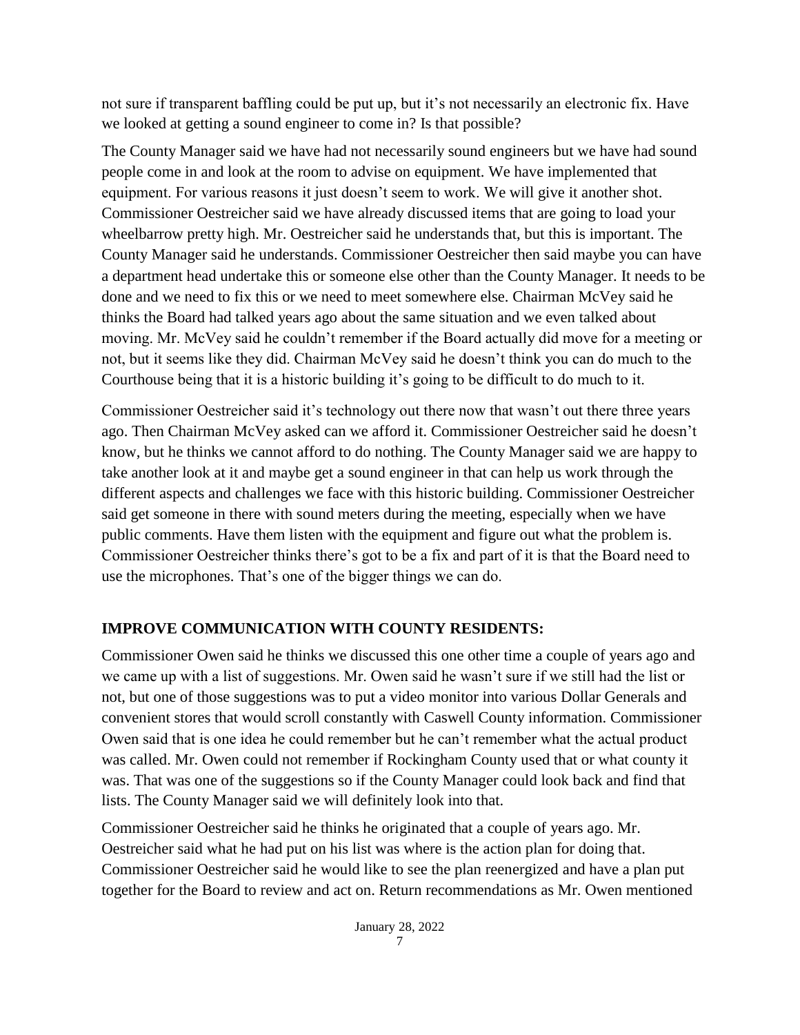not sure if transparent baffling could be put up, but it's not necessarily an electronic fix. Have we looked at getting a sound engineer to come in? Is that possible?

The County Manager said we have had not necessarily sound engineers but we have had sound people come in and look at the room to advise on equipment. We have implemented that equipment. For various reasons it just doesn't seem to work. We will give it another shot. Commissioner Oestreicher said we have already discussed items that are going to load your wheelbarrow pretty high. Mr. Oestreicher said he understands that, but this is important. The County Manager said he understands. Commissioner Oestreicher then said maybe you can have a department head undertake this or someone else other than the County Manager. It needs to be done and we need to fix this or we need to meet somewhere else. Chairman McVey said he thinks the Board had talked years ago about the same situation and we even talked about moving. Mr. McVey said he couldn't remember if the Board actually did move for a meeting or not, but it seems like they did. Chairman McVey said he doesn't think you can do much to the Courthouse being that it is a historic building it's going to be difficult to do much to it.

Commissioner Oestreicher said it's technology out there now that wasn't out there three years ago. Then Chairman McVey asked can we afford it. Commissioner Oestreicher said he doesn't know, but he thinks we cannot afford to do nothing. The County Manager said we are happy to take another look at it and maybe get a sound engineer in that can help us work through the different aspects and challenges we face with this historic building. Commissioner Oestreicher said get someone in there with sound meters during the meeting, especially when we have public comments. Have them listen with the equipment and figure out what the problem is. Commissioner Oestreicher thinks there's got to be a fix and part of it is that the Board need to use the microphones. That's one of the bigger things we can do.

**IMPROVE COMMUNICATION WITH COUNTY RESIDENTS:**

Commissioner Owen said he thinks we discussed this one other time a couple of years ago and we came up with a list of suggestions. Mr. Owen said he wasn't sure if we still had the list or not, but one of those suggestions was to put a video monitor into various Dollar Generals and convenient stores that would scroll constantly with Caswell County information. Commissioner Owen said that is one idea he could remember but he can't remember what the actual product was called. Mr. Owen could not remember if Rockingham County used that or what county it was. That was one of the suggestions so if the County Manager could look back and find that lists. The County Manager said we will definitely look into that.

Commissioner Oestreicher said he thinks he originated that a couple of years ago. Mr. Oestreicher said what he had put on his list was where is the action plan for doing that. Commissioner Oestreicher said he would like to see the plan reenergized and have a plan put together for the Board to review and act on. Return recommendations as Mr. Owen mentioned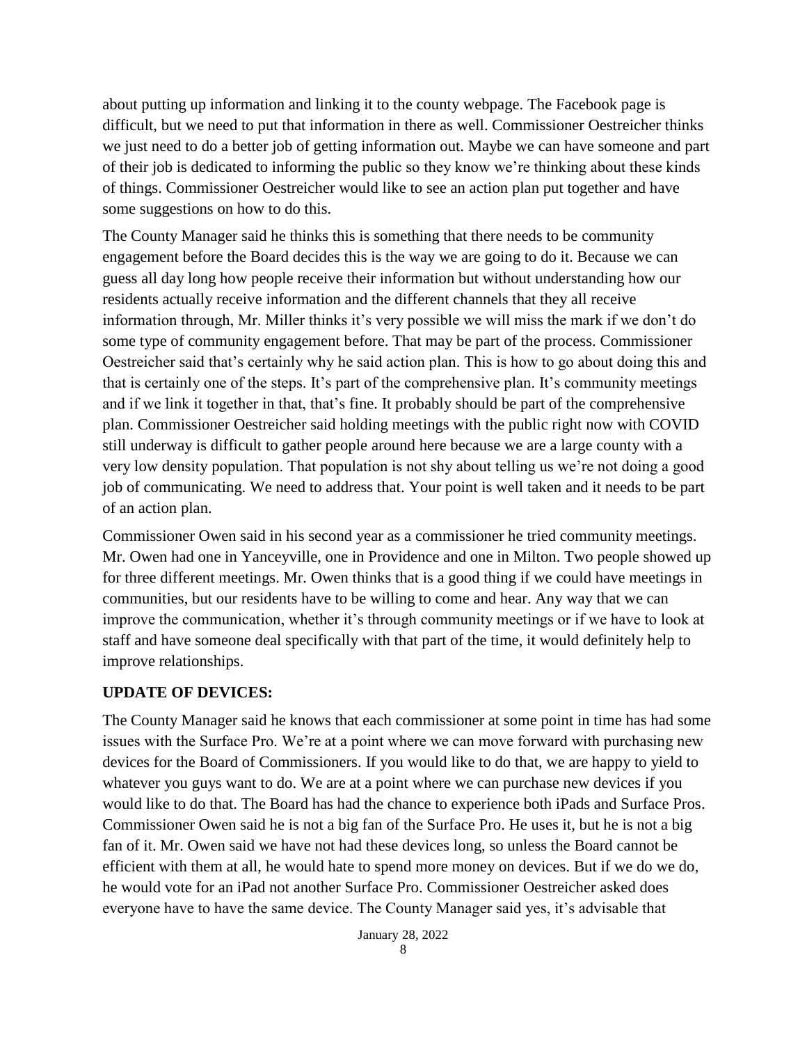about putting up information and linking it to the county webpage. The Facebook page is difficult, but we need to put that information in there as well. Commissioner Oestreicher thinks we just need to do a better job of getting information out. Maybe we can have someone and part of their job is dedicated to informing the public so they know we're thinking about these kinds of things. Commissioner Oestreicher would like to see an action plan put together and have some suggestions on how to do this.

The County Manager said he thinks this is something that there needs to be community engagement before the Board decides this is the way we are going to do it. Because we can guess all day long how people receive their information but without understanding how our residents actually receive information and the different channels that they all receive information through, Mr. Miller thinks it's very possible we will miss the mark if we don't do some type of community engagement before. That may be part of the process. Commissioner Oestreicher said that's certainly why he said action plan. This is how to go about doing this and that is certainly one of the steps. It's part of the comprehensive plan. It's community meetings and if we link it together in that, that's fine. It probably should be part of the comprehensive plan. Commissioner Oestreicher said holding meetings with the public right now with COVID still underway is difficult to gather people around here because we are a large county with a very low density population. That population is not shy about telling us we're not doing a good job of communicating. We need to address that. Your point is well taken and it needs to be part of an action plan.

Commissioner Owen said in his second year as a commissioner he tried community meetings. Mr. Owen had one in Yanceyville, one in Providence and one in Milton. Two people showed up for three different meetings. Mr. Owen thinks that is a good thing if we could have meetings in communities, but our residents have to be willing to come and hear. Any way that we can improve the communication, whether it's through community meetings or if we have to look at staff and have someone deal specifically with that part of the time, it would definitely help to improve relationships.

**UPDATE OF DEVICES:**

The County Manager said he knows that each commissioner at some point in time has had some issues with the Surface Pro. We're at a point where we can move forward with purchasing new devices for the Board of Commissioners. If you would like to do that, we are happy to yield to whatever you guys want to do. We are at a point where we can purchase new devices if you would like to do that. The Board has had the chance to experience both iPads and Surface Pros. Commissioner Owen said he is not a big fan of the Surface Pro. He uses it, but he is not a big fan of it. Mr. Owen said we have not had these devices long, so unless the Board cannot be efficient with them at all, he would hate to spend more money on devices. But if we do we do, he would vote for an iPad not another Surface Pro. Commissioner Oestreicher asked does everyone have to have the same device. The County Manager said yes, it's advisable that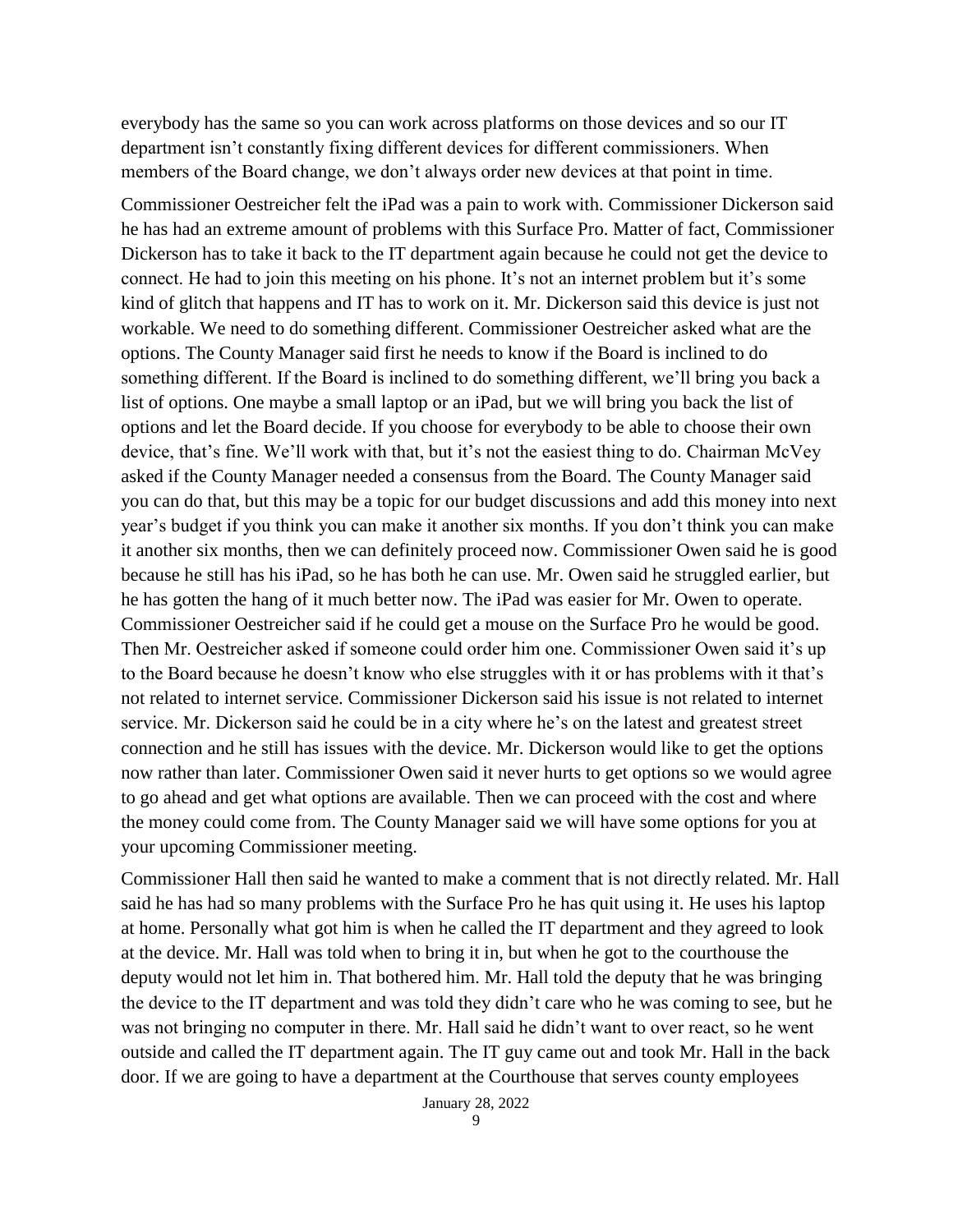everybody has the same so you can work across platforms on those devices and so our IT department isn't constantly fixing different devices for different commissioners. When members of the Board change, we don't always order new devices at that point in time.

Commissioner Oestreicher felt the iPad was a pain to work with. Commissioner Dickerson said he has had an extreme amount of problems with this Surface Pro. Matter of fact, Commissioner Dickerson has to take it back to the IT department again because he could not get the device to connect. He had to join this meeting on his phone. It's not an internet problem but it's some kind of glitch that happens and IT has to work on it. Mr. Dickerson said this device is just not workable. We need to do something different. Commissioner Oestreicher asked what are the options. The County Manager said first he needs to know if the Board is inclined to do something different. If the Board is inclined to do something different, we'll bring you back a list of options. One maybe a small laptop or an iPad, but we will bring you back the list of options and let the Board decide. If you choose for everybody to be able to choose their own device, that's fine. We'll work with that, but it's not the easiest thing to do. Chairman McVey asked if the County Manager needed a consensus from the Board. The County Manager said you can do that, but this may be a topic for our budget discussions and add this money into next year's budget if you think you can make it another six months. If you don't think you can make it another six months, then we can definitely proceed now. Commissioner Owen said he is good because he still has his iPad, so he has both he can use. Mr. Owen said he struggled earlier, but he has gotten the hang of it much better now. The iPad was easier for Mr. Owen to operate. Commissioner Oestreicher said if he could get a mouse on the Surface Pro he would be good. Then Mr. Oestreicher asked if someone could order him one. Commissioner Owen said it's up to the Board because he doesn't know who else struggles with it or has problems with it that's not related to internet service. Commissioner Dickerson said his issue is not related to internet service. Mr. Dickerson said he could be in a city where he's on the latest and greatest street connection and he still has issues with the device. Mr. Dickerson would like to get the options now rather than later. Commissioner Owen said it never hurts to get options so we would agree to go ahead and get what options are available. Then we can proceed with the cost and where the money could come from. The County Manager said we will have some options for you at your upcoming Commissioner meeting.

Commissioner Hall then said he wanted to make a comment that is not directly related. Mr. Hall said he has had so many problems with the Surface Pro he has quit using it. He uses his laptop at home. Personally what got him is when he called the IT department and they agreed to look at the device. Mr. Hall was told when to bring it in, but when he got to the courthouse the deputy would not let him in. That bothered him. Mr. Hall told the deputy that he was bringing the device to the IT department and was told they didn't care who he was coming to see, but he was not bringing no computer in there. Mr. Hall said he didn't want to over react, so he went outside and called the IT department again. The IT guy came out and took Mr. Hall in the back door. If we are going to have a department at the Courthouse that serves county employees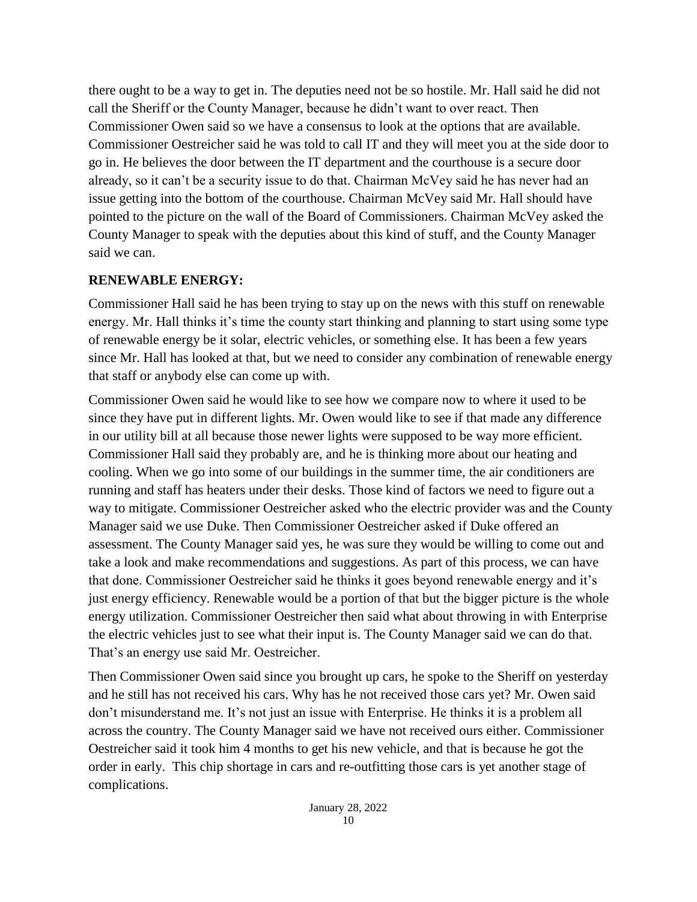there ought to be a way to get in. The deputies need not be so hostile. Mr. Hall said he did not call the Sheriff or the County Manager, because he didn't want to over react. Then Commissioner Owen said so we have a consensus to look at the options that are available. Commissioner Oestreicher said he was told to call IT and they will meet you at the side door to go in. He believes the door between the IT department and the courthouse is a secure door already, so it can't be a security issue to do that. Chairman McVey said he has never had an issue getting into the bottom of the courthouse. Chairman McVey said Mr. Hall should have pointed to the picture on the wall of the Board of Commissioners. Chairman McVey asked the County Manager to speak with the deputies about this kind of stuff, and the County Manager said we can.

**RENEWABLE ENERGY:**

Commissioner Hall said he has been trying to stay up on the news with this stuff on renewable energy. Mr. Hall thinks it's time the county start thinking and planning to start using some type of renewable energy be it solar, electric vehicles, or something else. It has been a few years since Mr. Hall has looked at that, but we need to consider any combination of renewable energy that staff or anybody else can come up with.

Commissioner Owen said he would like to see how we compare now to where it used to be since they have put in different lights. Mr. Owen would like to see if that made any difference in our utility bill at all because those newer lights were supposed to be way more efficient. Commissioner Hall said they probably are, and he is thinking more about our heating and cooling. When we go into some of our buildings in the summer time, the air conditioners are running and staff has heaters under their desks. Those kind of factors we need to figure out a way to mitigate. Commissioner Oestreicher asked who the electric provider was and the County Manager said we use Duke. Then Commissioner Oestreicher asked if Duke offered an assessment. The County Manager said yes, he was sure they would be willing to come out and take a look and make recommendations and suggestions. As part of this process, we can have that done. Commissioner Oestreicher said he thinks it goes beyond renewable energy and it's just energy efficiency. Renewable would be a portion of that but the bigger picture is the whole energy utilization. Commissioner Oestreicher then said what about throwing in with Enterprise the electric vehicles just to see what their input is. The County Manager said we can do that. That's an energy use said Mr. Oestreicher.

Then Commissioner Owen said since you brought up cars, he spoke to the Sheriff on yesterday and he still has not received his cars. Why has he not received those cars yet? Mr. Owen said don't misunderstand me. It's not just an issue with Enterprise. He thinks it is a problem all across the country. The County Manager said we have not received ours either. Commissioner Oestreicher said it took him 4 months to get his new vehicle, and that is because he got the order in early. This chip shortage in cars and re-outfitting those cars is yet another stage of complications.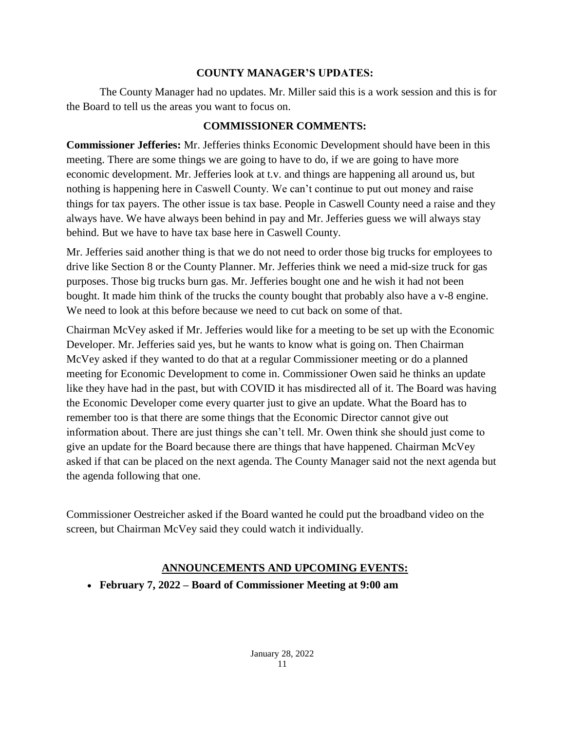## COUNTY MANAGER'S UPDATES:

The County Manager had no updates. Mr. Miller said this is a work session and this is for the Board to tell us the areas you want to focus on.

## COMMISSIONER COMMENTS:

**Commissioner Jefferies:** Mr. Jefferies thinks Economic Development should have been in this meeting. There are some things we are going to have to do, if we are going to have more economic development. Mr. Jefferies look at t.v. and things are happening all around us, but nothing is happening here in Caswell County. We can't continue to put out money and raise things for tax payers. The other issue is tax base. People in Caswell County need a raise and they always have. We have always been behind in pay and Mr. Jefferies guess we will always stay behind. But we have to have tax base here in Caswell County.

Mr. Jefferies said another thing is that we do not need to order those big trucks for employees to drive like Section 8 or the County Planner. Mr. Jefferies think we need a mid-size truck for gas purposes. Those big trucks burn gas. Mr. Jefferies bought one and he wish it had not been bought. It made him think of the trucks the county bought that probably also have a v-8 engine. We need to look at this before because we need to cut back on some of that.

Chairman McVey asked if Mr. Jefferies would like for a meeting to be set up with the Economic Developer. Mr. Jefferies said yes, but he wants to know what is going on. Then Chairman McVey asked if they wanted to do that at a regular Commissioner meeting or do a planned meeting for Economic Development to come in. Commissioner Owen said he thinks an update like they have had in the past, but with COVID it has misdirected all of it. The Board was having the Economic Developer come every quarter just to give an update. What the Board has to remember too is that there are some things that the Economic Director cannot give out information about. There are just things she can't tell. Mr. Owen think she should just come to give an update for the Board because there are things that have happened. Chairman McVey asked if that can be placed on the next agenda. The County Manager said not the next agenda but the agenda following that one.

Commissioner Oestreicher asked if the Board wanted he could put the broadband video on the screen, but Chairman McVey said they could watch it individually.

## ANNOUNCEMENTS AND UPCOMING EVENTS:

- **February 7, 2022 – Board of Commissioner Meeting at 9:00 am**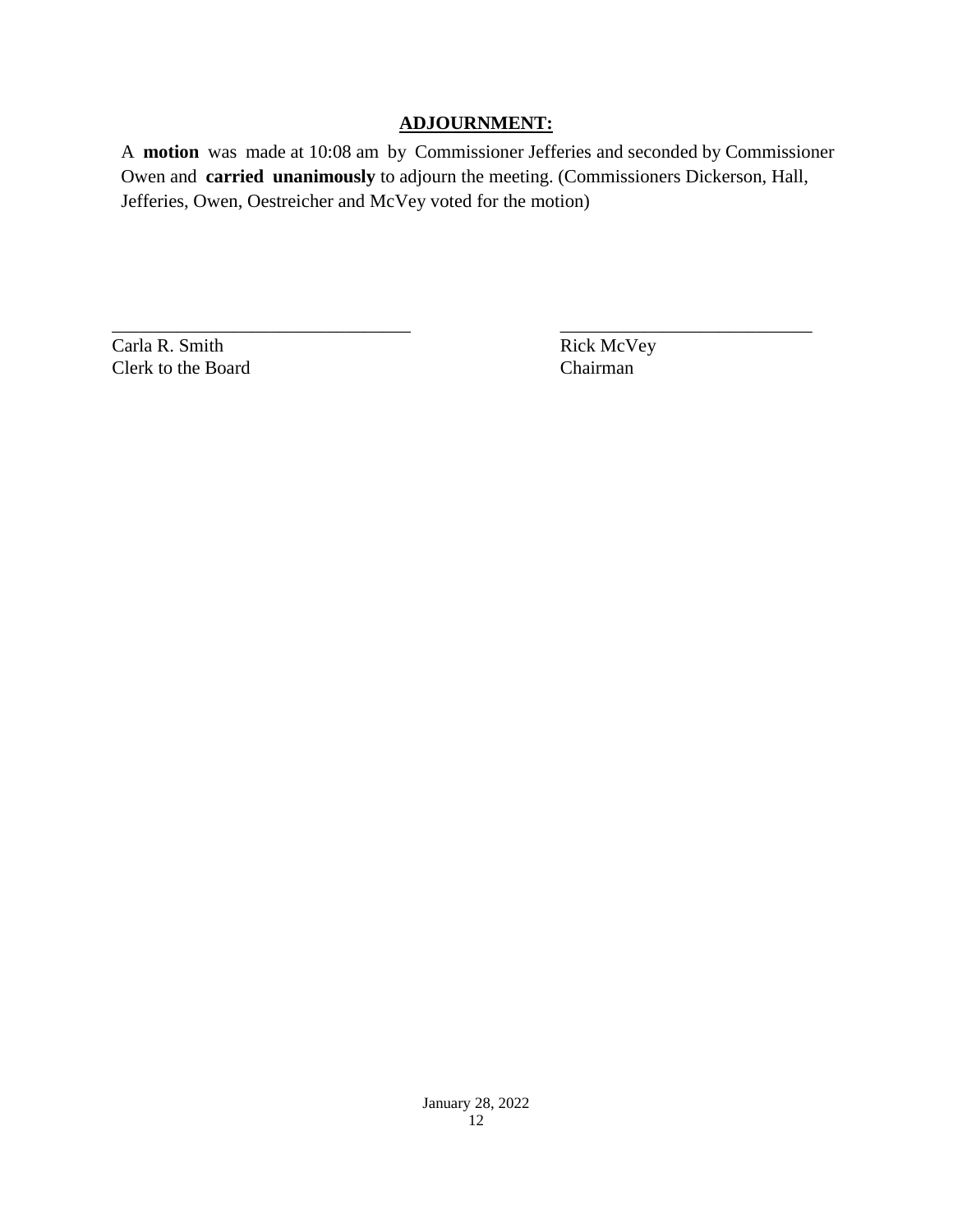## ADJOURNMENT:

A **motion** was made at 10:08 am by Commissioner Jefferies and seconded by Commissioner Owen and **carried unanimously** to adjourn the meeting. (Commissioners Dickerson, Hall, Jefferies, Owen, Oestreicher and McVey voted for the motion)

| | |
|---|---|
| ________________________________ | ___________________________ |
| Carla R. Smith | Rick McVey |
| Clerk to the Board | Chairman |

January 28, 2022